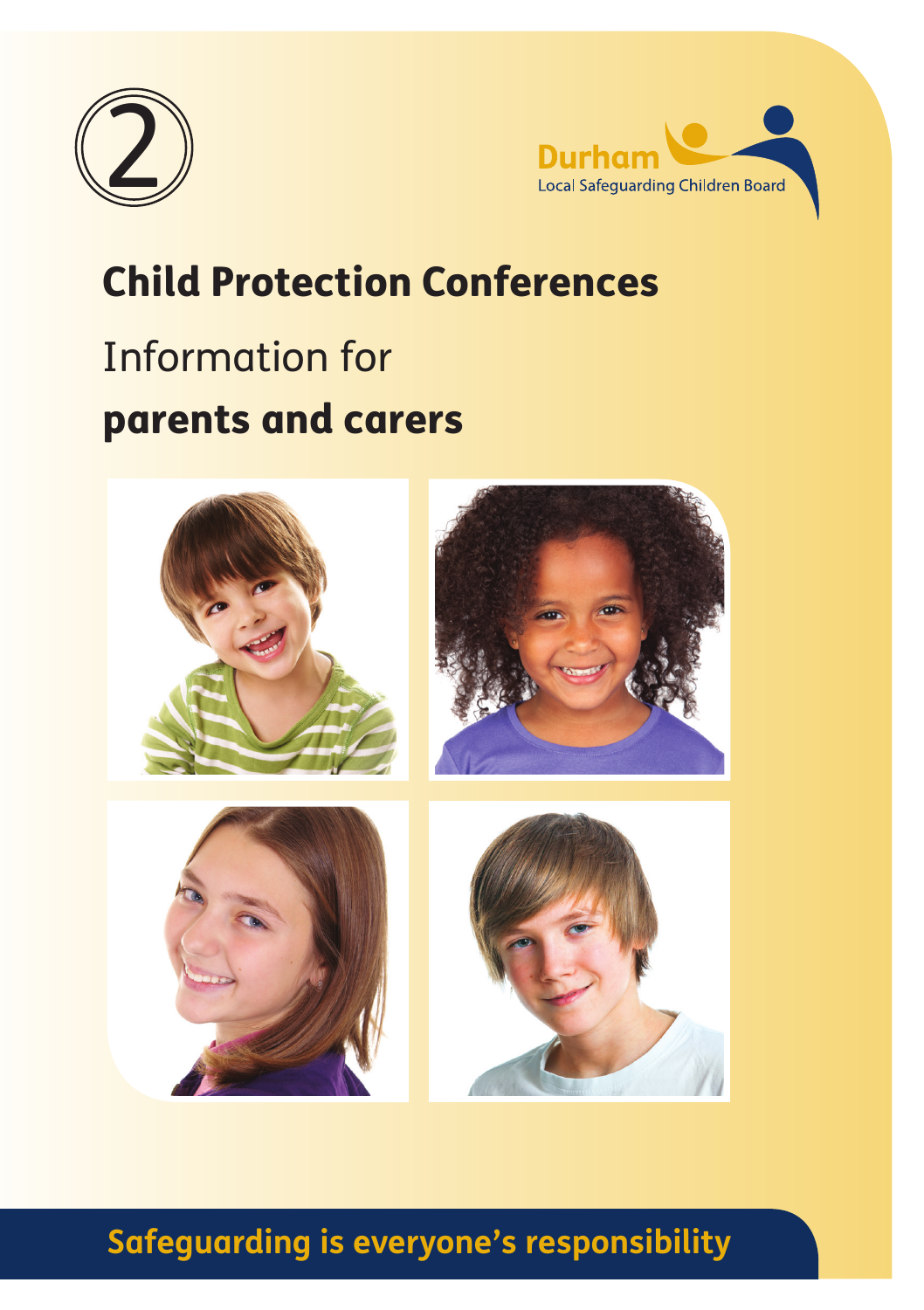2

Durham
Local Safeguarding Children Board

# Child Protection Conferences

## Information for **parents and carers**

**Safeguarding is everyone's responsibility**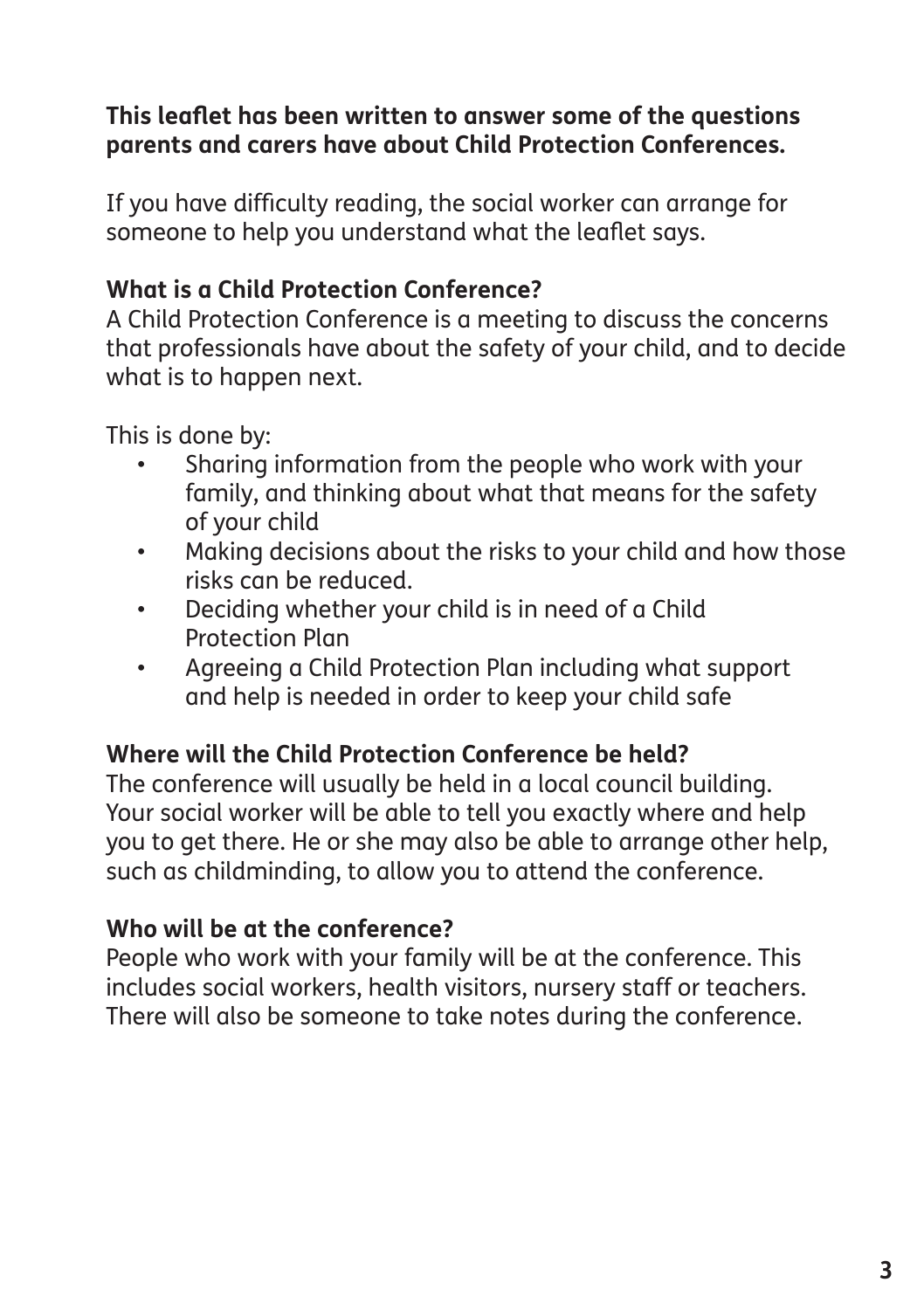**This leaflet has been written to answer some of the questions parents and carers have about Child Protection Conferences.**

If you have difficulty reading, the social worker can arrange for someone to help you understand what the leaflet says.

**What is a Child Protection Conference?**

A Child Protection Conference is a meeting to discuss the concerns that professionals have about the safety of your child, and to decide what is to happen next.

This is done by:

- Sharing information from the people who work with your family, and thinking about what that means for the safety of your child
- Making decisions about the risks to your child and how those risks can be reduced.
- Deciding whether your child is in need of a Child Protection Plan
- Agreeing a Child Protection Plan including what support and help is needed in order to keep your child safe

**Where will the Child Protection Conference be held?**

The conference will usually be held in a local council building. Your social worker will be able to tell you exactly where and help you to get there. He or she may also be able to arrange other help, such as childminding, to allow you to attend the conference.

**Who will be at the conference?**

People who work with your family will be at the conference. This includes social workers, health visitors, nursery staff or teachers. There will also be someone to take notes during the conference.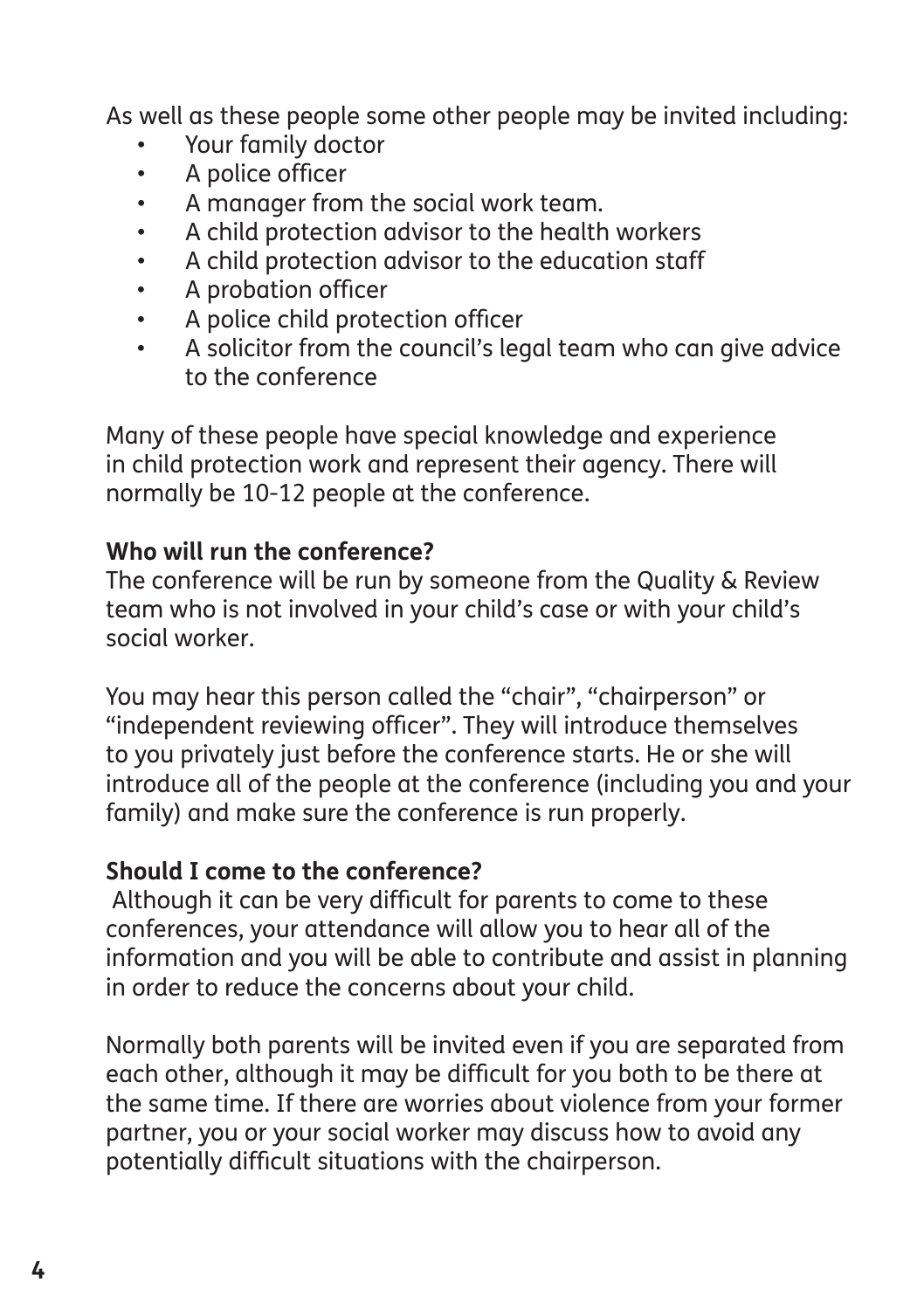As well as these people some other people may be invited including:

- Your family doctor
- A police officer
- A manager from the social work team.
- A child protection advisor to the health workers
- A child protection advisor to the education staff
- A probation officer
- A police child protection officer
- A solicitor from the council's legal team who can give advice to the conference

Many of these people have special knowledge and experience in child protection work and represent their agency. There will normally be 10-12 people at the conference.

**Who will run the conference?**

The conference will be run by someone from the Quality & Review team who is not involved in your child's case or with your child's social worker.

You may hear this person called the "chair", "chairperson" or "independent reviewing officer". They will introduce themselves to you privately just before the conference starts. He or she will introduce all of the people at the conference (including you and your family) and make sure the conference is run properly.

**Should I come to the conference?**

Although it can be very difficult for parents to come to these conferences, your attendance will allow you to hear all of the information and you will be able to contribute and assist in planning in order to reduce the concerns about your child.

Normally both parents will be invited even if you are separated from each other, although it may be difficult for you both to be there at the same time. If there are worries about violence from your former partner, you or your social worker may discuss how to avoid any potentially difficult situations with the chairperson.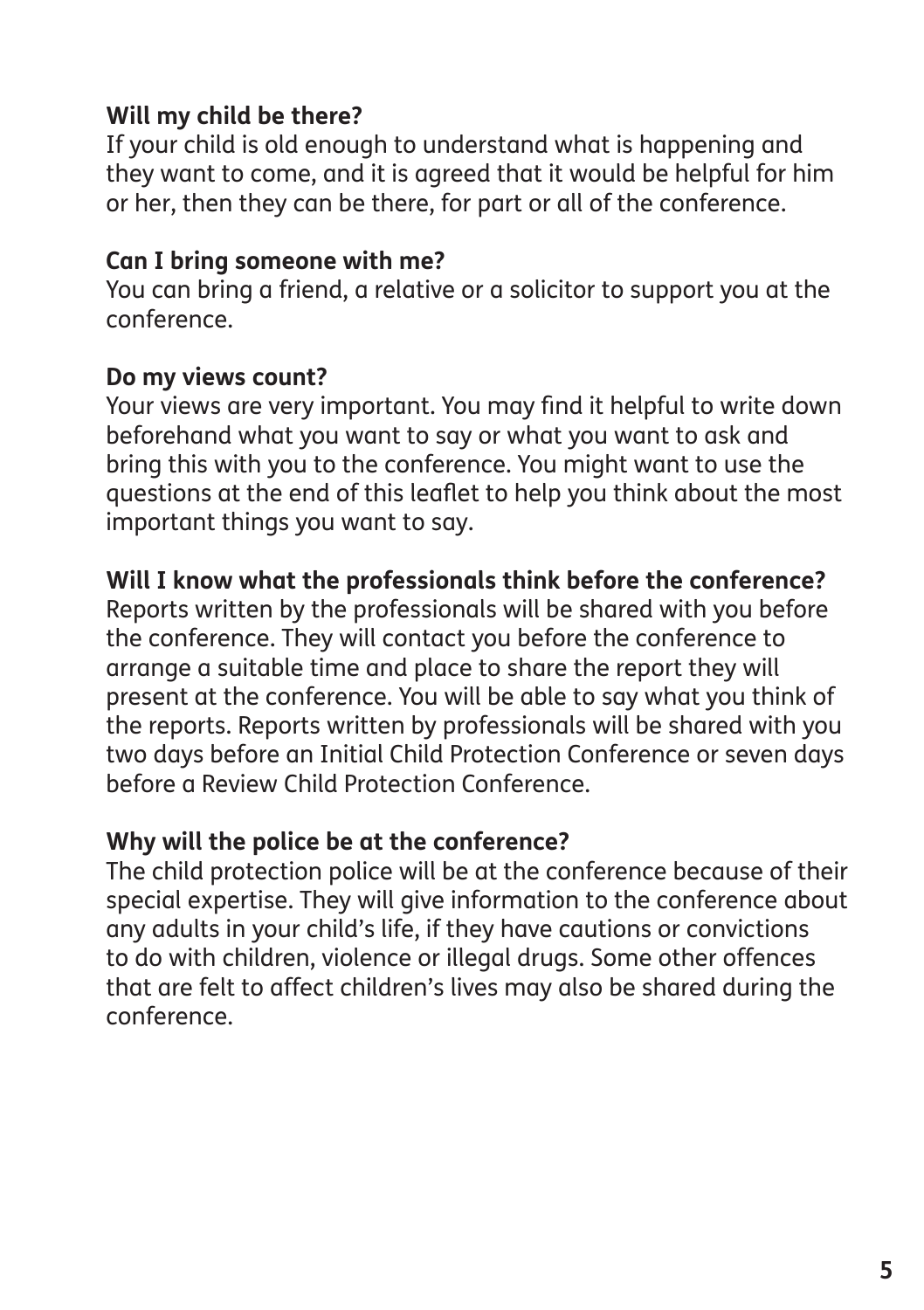**Will my child be there?**
If your child is old enough to understand what is happening and they want to come, and it is agreed that it would be helpful for him or her, then they can be there, for part or all of the conference.

**Can I bring someone with me?**
You can bring a friend, a relative or a solicitor to support you at the conference.

**Do my views count?**
Your views are very important. You may find it helpful to write down beforehand what you want to say or what you want to ask and bring this with you to the conference. You might want to use the questions at the end of this leaflet to help you think about the most important things you want to say.

**Will I know what the professionals think before the conference?**
Reports written by the professionals will be shared with you before the conference. They will contact you before the conference to arrange a suitable time and place to share the report they will present at the conference. You will be able to say what you think of the reports. Reports written by professionals will be shared with you two days before an Initial Child Protection Conference or seven days before a Review Child Protection Conference.

**Why will the police be at the conference?**
The child protection police will be at the conference because of their special expertise. They will give information to the conference about any adults in your child's life, if they have cautions or convictions to do with children, violence or illegal drugs. Some other offences that are felt to affect children's lives may also be shared during the conference.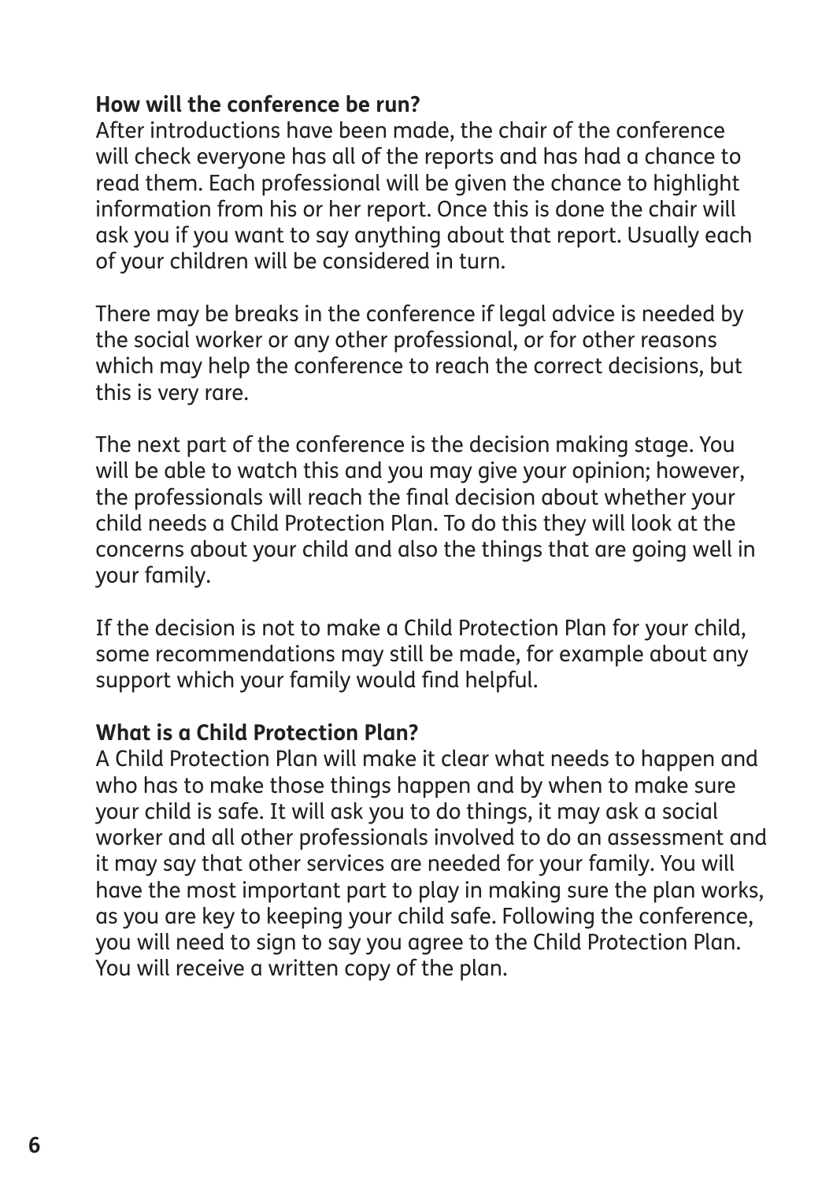**How will the conference be run?**

After introductions have been made, the chair of the conference will check everyone has all of the reports and has had a chance to read them. Each professional will be given the chance to highlight information from his or her report. Once this is done the chair will ask you if you want to say anything about that report. Usually each of your children will be considered in turn.

There may be breaks in the conference if legal advice is needed by the social worker or any other professional, or for other reasons which may help the conference to reach the correct decisions, but this is very rare.

The next part of the conference is the decision making stage. You will be able to watch this and you may give your opinion; however, the professionals will reach the final decision about whether your child needs a Child Protection Plan. To do this they will look at the concerns about your child and also the things that are going well in your family.

If the decision is not to make a Child Protection Plan for your child, some recommendations may still be made, for example about any support which your family would find helpful.

**What is a Child Protection Plan?**

A Child Protection Plan will make it clear what needs to happen and who has to make those things happen and by when to make sure your child is safe. It will ask you to do things, it may ask a social worker and all other professionals involved to do an assessment and it may say that other services are needed for your family. You will have the most important part to play in making sure the plan works, as you are key to keeping your child safe. Following the conference, you will need to sign to say you agree to the Child Protection Plan. You will receive a written copy of the plan.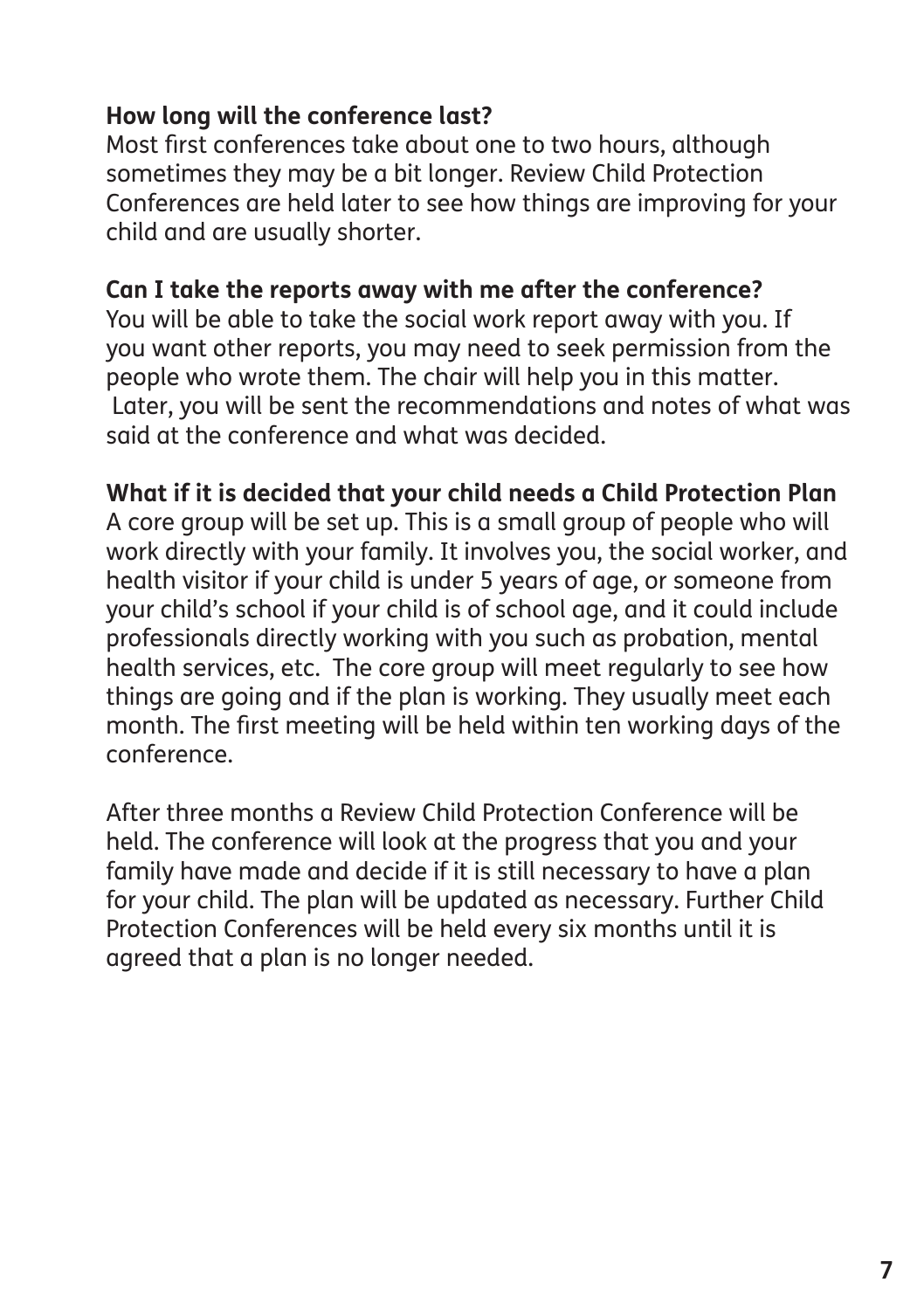**How long will the conference last?**

Most first conferences take about one to two hours, although sometimes they may be a bit longer. Review Child Protection Conferences are held later to see how things are improving for your child and are usually shorter.

**Can I take the reports away with me after the conference?**

You will be able to take the social work report away with you. If you want other reports, you may need to seek permission from the people who wrote them. The chair will help you in this matter. Later, you will be sent the recommendations and notes of what was said at the conference and what was decided.

**What if it is decided that your child needs a Child Protection Plan**

A core group will be set up. This is a small group of people who will work directly with your family. It involves you, the social worker, and health visitor if your child is under 5 years of age, or someone from your child's school if your child is of school age, and it could include professionals directly working with you such as probation, mental health services, etc. The core group will meet regularly to see how things are going and if the plan is working. They usually meet each month. The first meeting will be held within ten working days of the conference.

After three months a Review Child Protection Conference will be held. The conference will look at the progress that you and your family have made and decide if it is still necessary to have a plan for your child. The plan will be updated as necessary. Further Child Protection Conferences will be held every six months until it is agreed that a plan is no longer needed.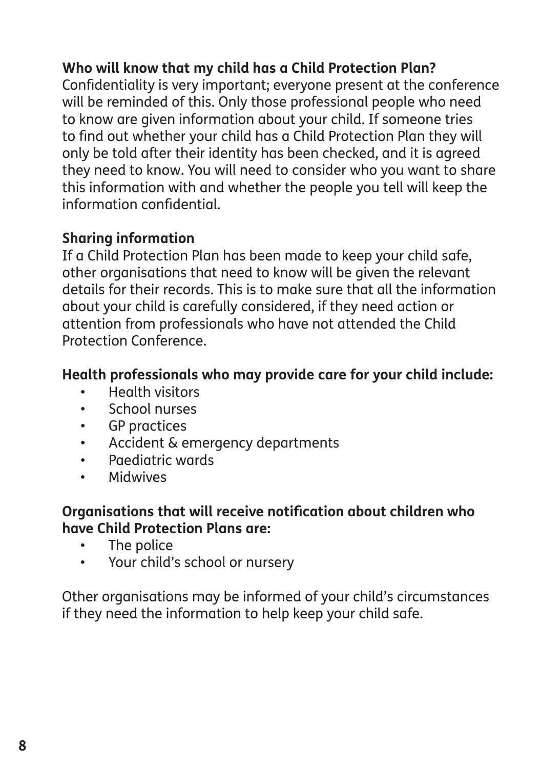**Who will know that my child has a Child Protection Plan?**

Confidentiality is very important; everyone present at the conference will be reminded of this. Only those professional people who need to know are given information about your child. If someone tries to find out whether your child has a Child Protection Plan they will only be told after their identity has been checked, and it is agreed they need to know. You will need to consider who you want to share this information with and whether the people you tell will keep the information confidential.

**Sharing information**

If a Child Protection Plan has been made to keep your child safe, other organisations that need to know will be given the relevant details for their records. This is to make sure that all the information about your child is carefully considered, if they need action or attention from professionals who have not attended the Child Protection Conference.

**Health professionals who may provide care for your child include:**

- Health visitors
- School nurses
- GP practices
- Accident & emergency departments
- Paediatric wards
- Midwives

**Organisations that will receive notification about children who have Child Protection Plans are:**

- The police
- Your child's school or nursery

Other organisations may be informed of your child's circumstances if they need the information to help keep your child safe.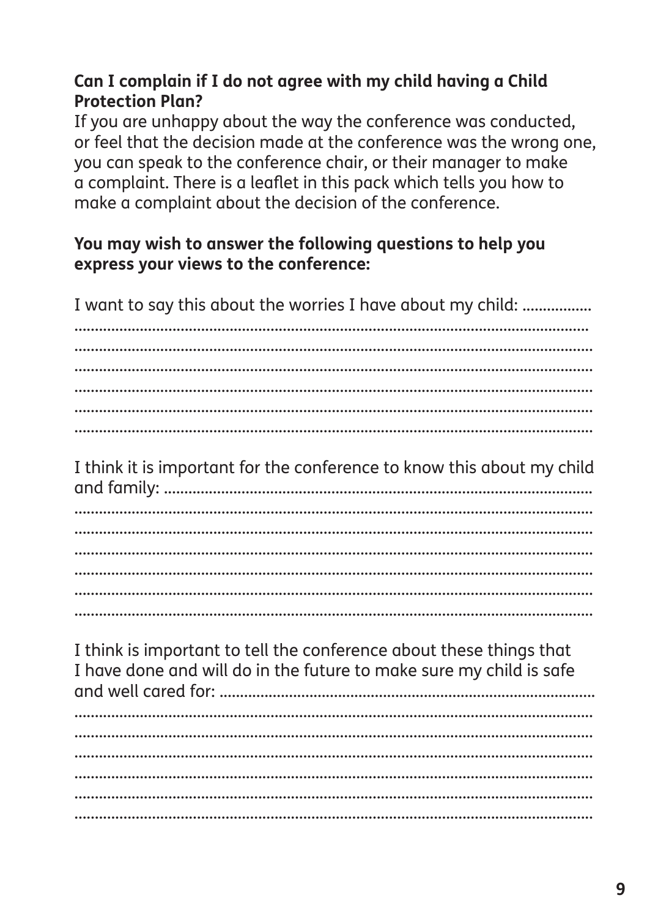**Can I complain if I do not agree with my child having a Child Protection Plan?**

If you are unhappy about the way the conference was conducted, or feel that the decision made at the conference was the wrong one, you can speak to the conference chair, or their manager to make a complaint. There is a leaflet in this pack which tells you how to make a complaint about the decision of the conference.

**You may wish to answer the following questions to help you express your views to the conference:**

I want to say this about the worries I have about my child: .................

.......................................................................................................................

.......................................................................................................................

.......................................................................................................................

.......................................................................................................................

.......................................................................................................................

.......................................................................................................................

I think it is important for the conference to know this about my child and family: .......................................................................................

.......................................................................................................................

.......................................................................................................................

.......................................................................................................................

.......................................................................................................................

.......................................................................................................................

.......................................................................................................................

I think is important to tell the conference about these things that I have done and will do in the future to make sure my child is safe and well cared for: ..........................................................................................

.......................................................................................................................

.......................................................................................................................

.......................................................................................................................

.......................................................................................................................

.......................................................................................................................

.......................................................................................................................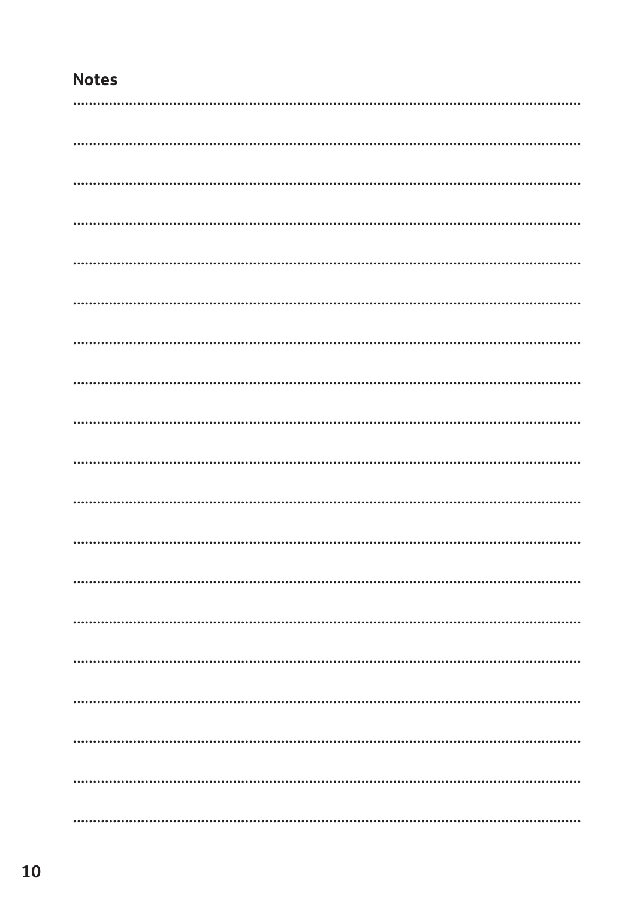## Notes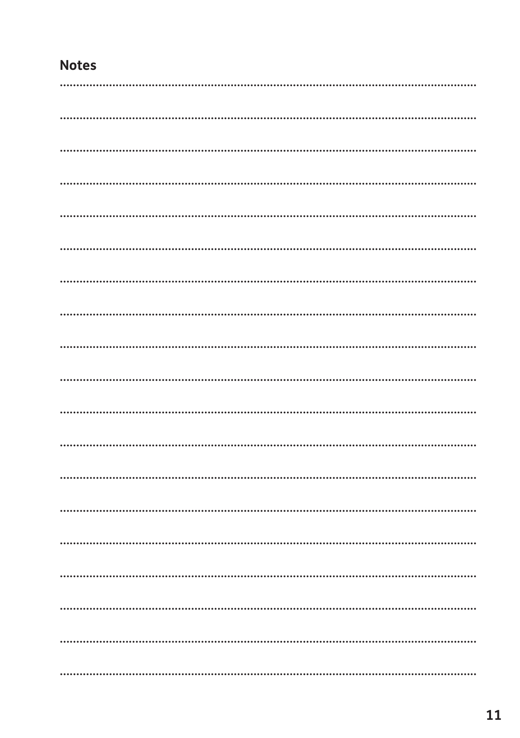## Notes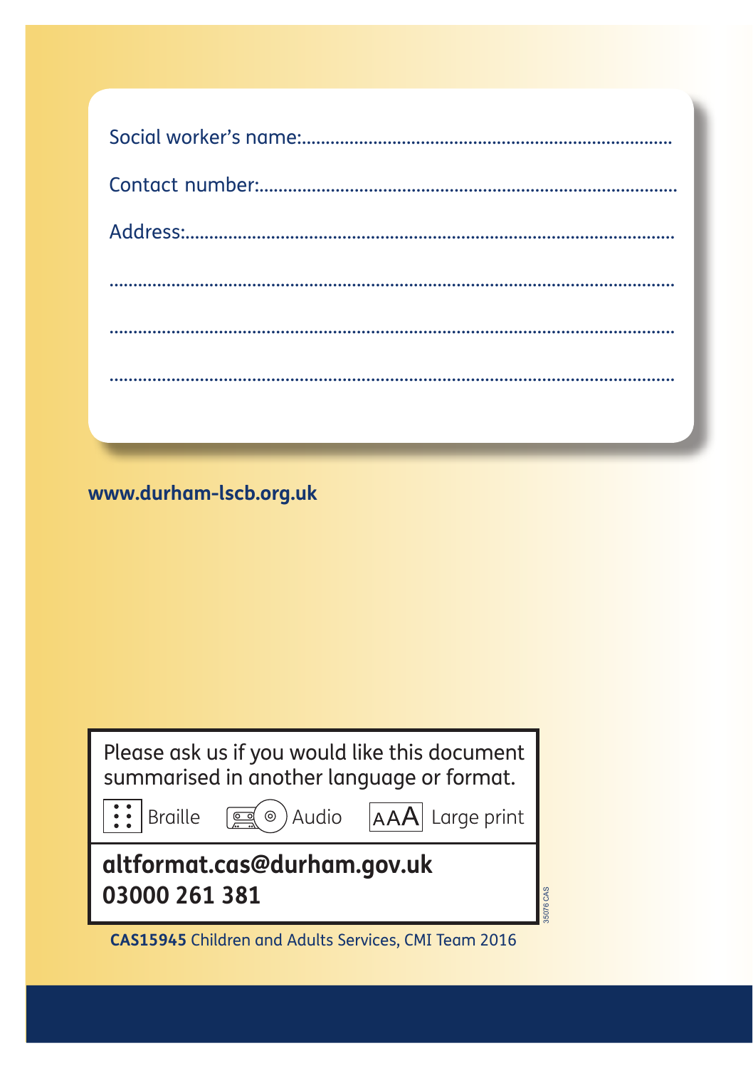Social worker's name:.............................................................................

Contact number:.....................................................................................

Address:..................................................................................................

.................................................................................................................

.................................................................................................................

.................................................................................................................

**www.durham-lscb.org.uk**

Please ask us if you would like this document summarised in another language or format.

Braille Audio Large print

**altformat.cas@durham.gov.uk**
**03000 261 381**

35076 CAS

**CAS15945** Children and Adults Services, CMI Team 2016